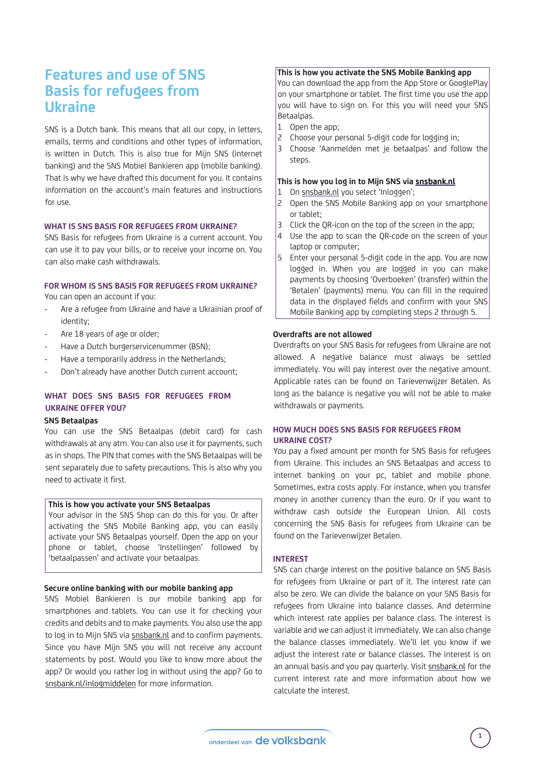# Features and use of SNS Basis for refugees from Ukraine

SNS is a Dutch bank. This means that all our copy, in letters, emails, terms and conditions and other types of information, is written in Dutch. This is also true for Mijn SNS (internet banking) and the SNS Mobiel Bankieren app (mobile banking). That is why we have drafted this document for you. It contains information on the account's main features and instructions for use.

## WHAT IS SNS BASIS FOR REFUGEES FROM UKRAINE?

SNS Basis for refugees from Ukraine is a current account. You can use it to pay your bills, or to receive your income on. You can also make cash withdrawals.

## FOR WHOM IS SNS BASIS FOR REFUGEES FROM UKRAINE?

You can open an account if you:

- Are a refugee from Ukraine and have a Ukrainian proof of identity;
- Are 18 years of age or older;
- Have a Dutch burgerservicenummer (BSN);
- Have a temporarily address in the Netherlands;
- Don't already have another Dutch current account;

## WHAT DOES SNS BASIS FOR REFUGEES FROM UKRAINE OFFER YOU?

### SNS Betaalpas

You can use the SNS Betaalpas (debit card) for cash withdrawals at any atm. You can also use it for payments, such as in shops. The PIN that comes with the SNS Betaalpas will be sent separately due to safety precautions. This is also why you need to activate it first.

**This is how you activate your SNS Betaalpas**

Your advisor in the SNS Shop can do this for you. Or after activating the SNS Mobile Banking app, you can easily activate your SNS Betaalpas yourself. Open the app on your phone or tablet, choose 'Instellingen' followed by 'betaalpassen' and activate your betaalpas.

### Secure online banking with our mobile banking app

SNS Mobiel Bankieren is our mobile banking app for smartphones and tablets. You can use it for checking your credits and debits and to make payments. You also use the app to log in to Mijn SNS via snsbank.nl and to confirm payments. Since you have Mijn SNS you will not receive any account statements by post. Would you like to know more about the app? Or would you rather log in without using the app? Go to snsbank.nl/inlogmiddelen for more information.

**This is how you activate the SNS Mobile Banking app**

You can download the app from the App Store or GooglePlay on your smartphone or tablet. The first time you use the app you will have to sign on. For this you will need your SNS Betaalpas.

1. Open the app;
2. Choose your personal 5-digit code for logging in;
3. Choose 'Aanmelden met je betaalpas' and follow the steps.

**This is how you log in to Mijn SNS via snsbank.nl**

1. On snsbank.nl you select 'Inloggen';
2. Open the SNS Mobile Banking app on your smartphone or tablet;
3. Click the QR-icon on the top of the screen in the app;
4. Use the app to scan the QR-code on the screen of your laptop or computer;
5. Enter your personal 5-digit code in the app. You are now logged in. When you are logged in you can make payments by choosing 'Overboeken' (transfer) within the 'Betalen' (payments) menu. You can fill in the required data in the displayed fields and confirm with your SNS Mobile Banking app by completing steps 2 through 5.

### Overdrafts are not allowed

Overdrafts on your SNS Basis for refugees from Ukraine are not allowed. A negative balance must always be settled immediately. You will pay interest over the negative amount. Applicable rates can be found on Tarievenwijzer Betalen. As long as the balance is negative you will not be able to make withdrawals or payments.

## HOW MUCH DOES SNS BASIS FOR REFUGEES FROM UKRAINE COST?

You pay a fixed amount per month for SNS Basis for refugees from Ukraine. This includes an SNS Betaalpas and access to internet banking on your pc, tablet and mobile phone. Sometimes, extra costs apply. For instance, when you transfer money in another currency than the euro. Or if you want to withdraw cash outside the European Union. All costs concerning the SNS Basis for refugees from Ukraine can be found on the Tarievenwijzer Betalen.

## INTEREST

SNS can charge interest on the positive balance on SNS Basis for refugees from Ukraine or part of it. The interest rate can also be zero. We can divide the balance on your SNS Basis for refugees from Ukraine into balance classes. And determine which interest rate applies per balance class. The interest is variable and we can adjust it immediately. We can also change the balance classes immediately. We'll let you know if we adjust the interest rate or balance classes. The interest is on an annual basis and you pay quarterly. Visit snsbank.nl for the current interest rate and more information about how we calculate the interest.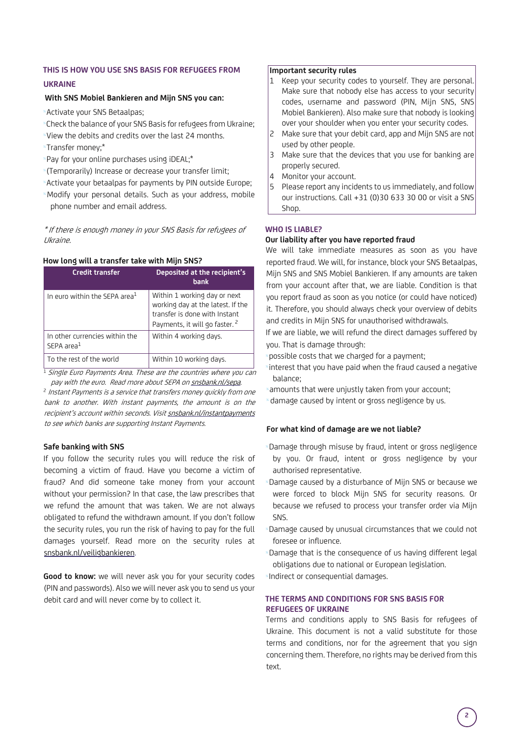## THIS IS HOW YOU USE SNS BASIS FOR REFUGEES FROM UKRAINE

**With SNS Mobiel Bankieren and Mijn SNS you can:**

- Activate your SNS Betaalpas;
- Check the balance of your SNS Basis for refugees from Ukraine;
- View the debits and credits over the last 24 months.
- Transfer money;*
- Pay for your online purchases using iDEAL;*
- (Temporarily) Increase or decrease your transfer limit;
- Activate your betaalpas for payments by PIN outside Europe;
- Modify your personal details. Such as your address, mobile phone number and email address.

*\* If there is enough money in your SNS Basis for refugees of Ukraine.*

**How long will a transfer take with Mijn SNS?**

| Credit transfer | Deposited at the recipient's bank |
|---|---|
| In euro within the SEPA area[1] | Within 1 working day or next working day at the latest. If the transfer is done with Instant Payments, it will go faster. [2] |
| In other currencies within the SEPA area[1] | Within 4 working days. |
| To the rest of the world | Within 10 working days. |

[1] *Single Euro Payments Area. These are the countries where you can pay with the euro. Read more about SEPA on snsbank.nl/sepa.*

[2] *Instant Payments is a service that transfers money quickly from one bank to another. With instant payments, the amount is on the recipient's account within seconds. Visit snsbank.nl/instantpayments to see which banks are supporting Instant Payments.*

**Safe banking with SNS**

If you follow the security rules you will reduce the risk of becoming a victim of fraud. Have you become a victim of fraud? And did someone take money from your account without your permission? In that case, the law prescribes that we refund the amount that was taken. We are not always obligated to refund the withdrawn amount. If you don't follow the security rules, you run the risk of having to pay for the full damages yourself. Read more on the security rules at snsbank.nl/veiligbankieren.

**Good to know:** we will never ask you for your security codes (PIN and passwords). Also we will never ask you to send us your debit card and will never come by to collect it.

**Important security rules**

1. Keep your security codes to yourself. They are personal. Make sure that nobody else has access to your security codes, username and password (PIN, Mijn SNS, SNS Mobiel Bankieren). Also make sure that nobody is looking over your shoulder when you enter your security codes.
2. Make sure that your debit card, app and Mijn SNS are not used by other people.
3. Make sure that the devices that you use for banking are properly secured.
4. Monitor your account.
5. Please report any incidents to us immediately, and follow our instructions. Call +31 (0)30 633 30 00 or visit a SNS Shop.

## WHO IS LIABLE?

**Our liability after you have reported fraud**

We will take immediate measures as soon as you have reported fraud. We will, for instance, block your SNS Betaalpas, Mijn SNS and SNS Mobiel Bankieren. If any amounts are taken from your account after that, we are liable. Condition is that you report fraud as soon as you notice (or could have noticed) it. Therefore, you should always check your overview of debits and credits in Mijn SNS for unauthorised withdrawals.

If we are liable, we will refund the direct damages suffered by you. That is damage through:

- possible costs that we charged for a payment;
- interest that you have paid when the fraud caused a negative balance;
- amounts that were unjustly taken from your account;
- damage caused by intent or gross negligence by us.

**For what kind of damage are we not liable?**

- Damage through misuse by fraud, intent or gross negligence by you. Or fraud, intent or gross negligence by your authorised representative.
- Damage caused by a disturbance of Mijn SNS or because we were forced to block Mijn SNS for security reasons. Or because we refused to process your transfer order via Mijn SNS.
- Damage caused by unusual circumstances that we could not foresee or influence.
- Damage that is the consequence of us having different legal obligations due to national or European legislation.
- Indirect or consequential damages.

## THE TERMS AND CONDITIONS FOR SNS BASIS FOR REFUGEES OF UKRAINE

Terms and conditions apply to SNS Basis for refugees of Ukraine. This document is not a valid substitute for those terms and conditions, nor for the agreement that you sign concerning them. Therefore, no rights may be derived from this text.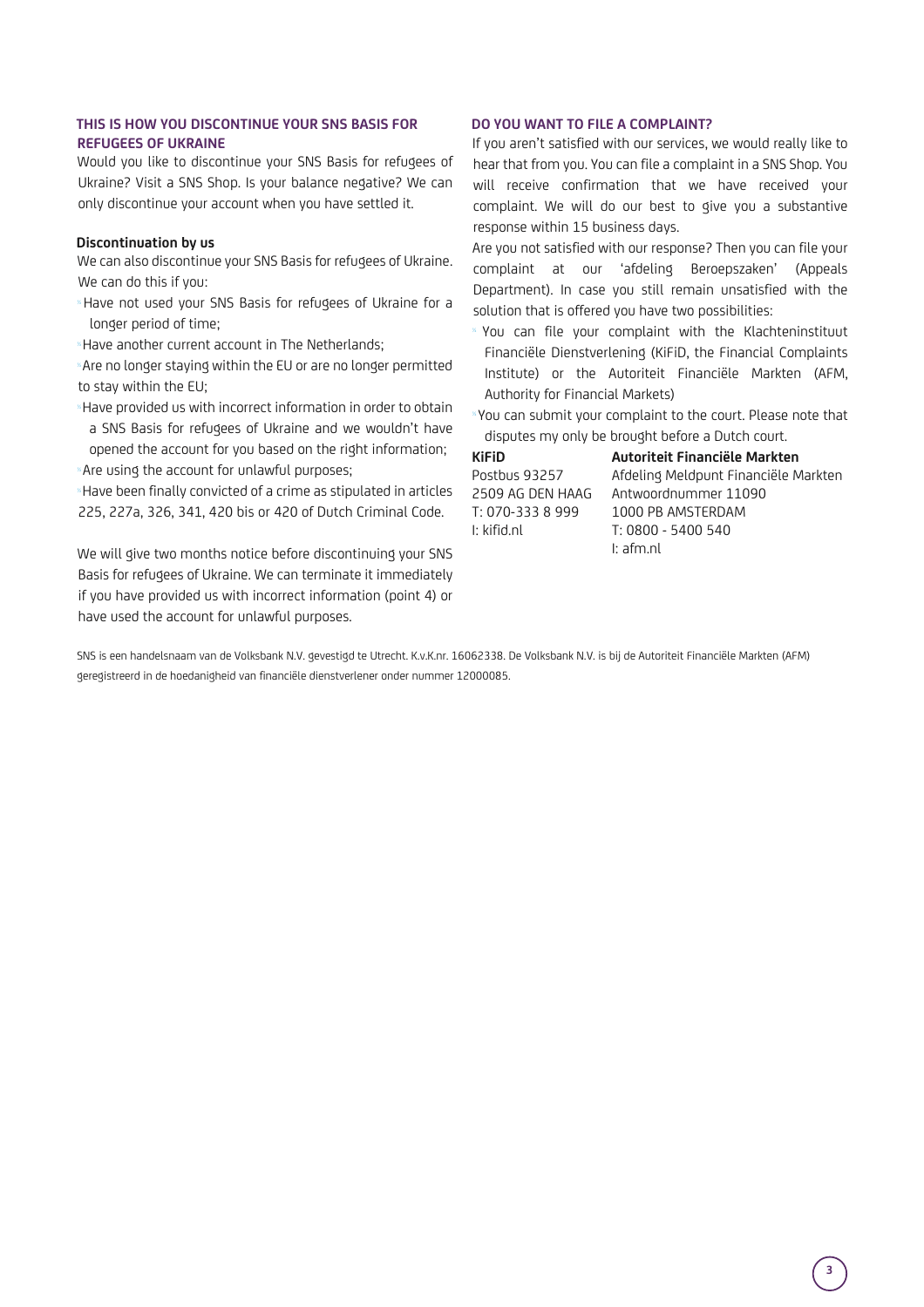## THIS IS HOW YOU DISCONTINUE YOUR SNS BASIS FOR REFUGEES OF UKRAINE

Would you like to discontinue your SNS Basis for refugees of Ukraine? Visit a SNS Shop. Is your balance negative? We can only discontinue your account when you have settled it.

### Discontinuation by us

We can also discontinue your SNS Basis for refugees of Ukraine. We can do this if you:

- Have not used your SNS Basis for refugees of Ukraine for a longer period of time;
- Have another current account in The Netherlands;
- Are no longer staying within the EU or are no longer permitted to stay within the EU;
- Have provided us with incorrect information in order to obtain a SNS Basis for refugees of Ukraine and we wouldn't have opened the account for you based on the right information;
- Are using the account for unlawful purposes;
- Have been finally convicted of a crime as stipulated in articles 225, 227a, 326, 341, 420 bis or 420 of Dutch Criminal Code.

We will give two months notice before discontinuing your SNS Basis for refugees of Ukraine. We can terminate it immediately if you have provided us with incorrect information (point 4) or have used the account for unlawful purposes.

## DO YOU WANT TO FILE A COMPLAINT?

If you aren't satisfied with our services, we would really like to hear that from you. You can file a complaint in a SNS Shop. You will receive confirmation that we have received your complaint. We will do our best to give you a substantive response within 15 business days.

Are you not satisfied with our response? Then you can file your complaint at our 'afdeling Beroepszaken' (Appeals Department). In case you still remain unsatisfied with the solution that is offered you have two possibilities:

- You can file your complaint with the Klachteninstituut Financiële Dienstverlening (KiFiD, the Financial Complaints Institute) or the Autoriteit Financiële Markten (AFM, Authority for Financial Markets)
- You can submit your complaint to the court. Please note that disputes my only be brought before a Dutch court.

**KiFiD**
Postbus 93257
2509 AG DEN HAAG
T: 070-333 8 999
I: kifid.nl

**Autoriteit Financiële Markten**
Afdeling Meldpunt Financiële Markten
Antwoordnummer 11090
1000 PB AMSTERDAM
T: 0800 - 5400 540
I: afm.nl

SNS is een handelsnaam van de Volksbank N.V. gevestigd te Utrecht. K.v.K.nr. 16062338. De Volksbank N.V. is bij de Autoriteit Financiële Markten (AFM) geregistreerd in de hoedanigheid van financiële dienstverlener onder nummer 12000085.